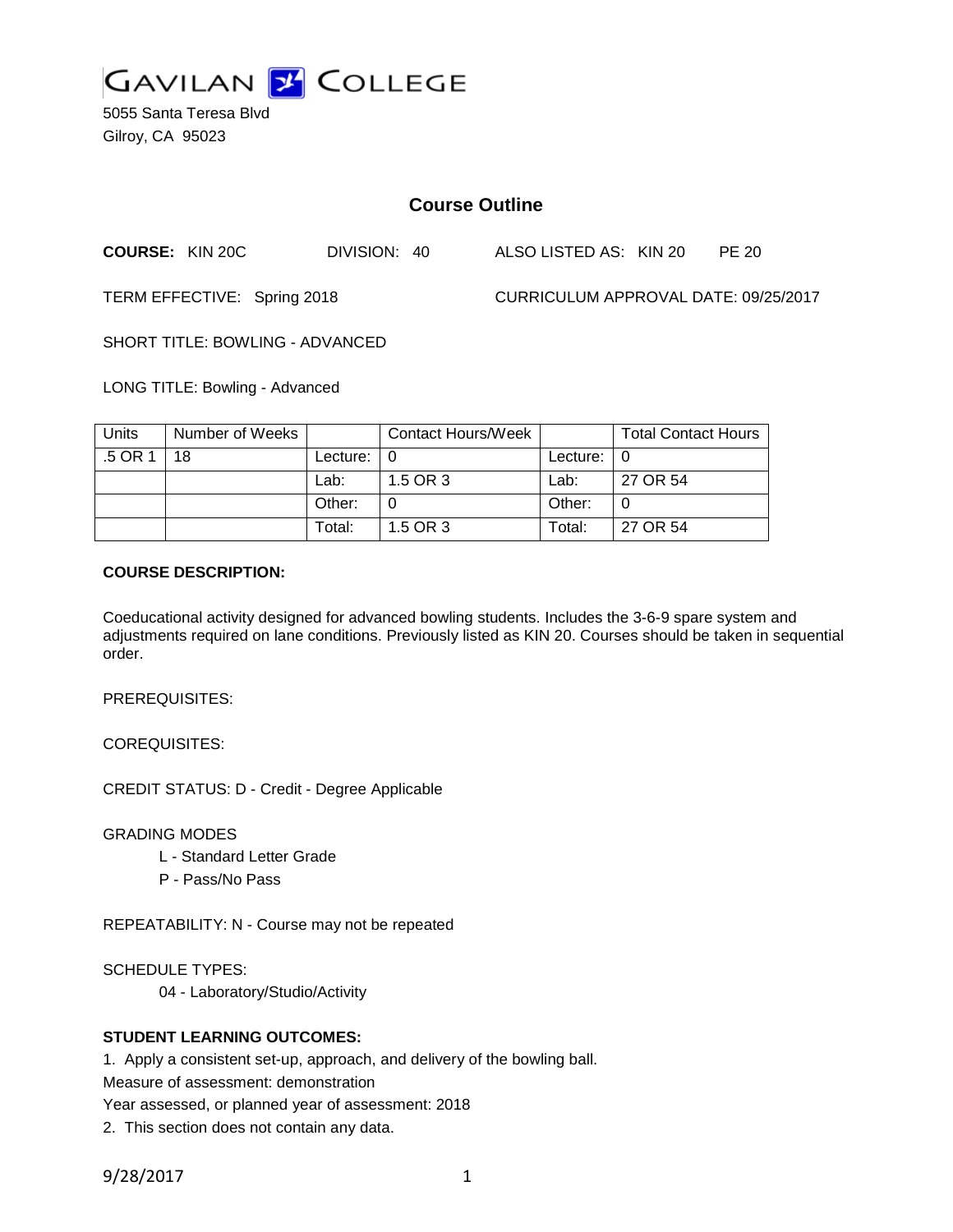# GAVILAN COLLEGE

5055 Santa Teresa Blvd
Gilroy, CA 95023

## Course Outline

**COURSE:** KIN 20C DIVISION: 40 ALSO LISTED AS: KIN 20 PE 20

TERM EFFECTIVE: Spring 2018 CURRICULUM APPROVAL DATE: 09/25/2017

SHORT TITLE: BOWLING - ADVANCED

LONG TITLE: Bowling - Advanced

| Units | Number of Weeks | | Contact Hours/Week | | Total Contact Hours |
|---|---|---|---|---|---|
| .5 OR 1 | 18 | Lecture: | 0 | Lecture: | 0 |
| | | Lab: | 1.5 OR 3 | Lab: | 27 OR 54 |
| | | Other: | 0 | Other: | 0 |
| | | Total: | 1.5 OR 3 | Total: | 27 OR 54 |

**COURSE DESCRIPTION:**

Coeducational activity designed for advanced bowling students. Includes the 3-6-9 spare system and adjustments required on lane conditions. Previously listed as KIN 20. Courses should be taken in sequential order.

PREREQUISITES:

COREQUISITES:

CREDIT STATUS: D - Credit - Degree Applicable

GRADING MODES

- L - Standard Letter Grade
- P - Pass/No Pass

REPEATABILITY: N - Course may not be repeated

SCHEDULE TYPES:

- 04 - Laboratory/Studio/Activity

**STUDENT LEARNING OUTCOMES:**

1. Apply a consistent set-up, approach, and delivery of the bowling ball.
Measure of assessment: demonstration
Year assessed, or planned year of assessment: 2018
2. This section does not contain any data.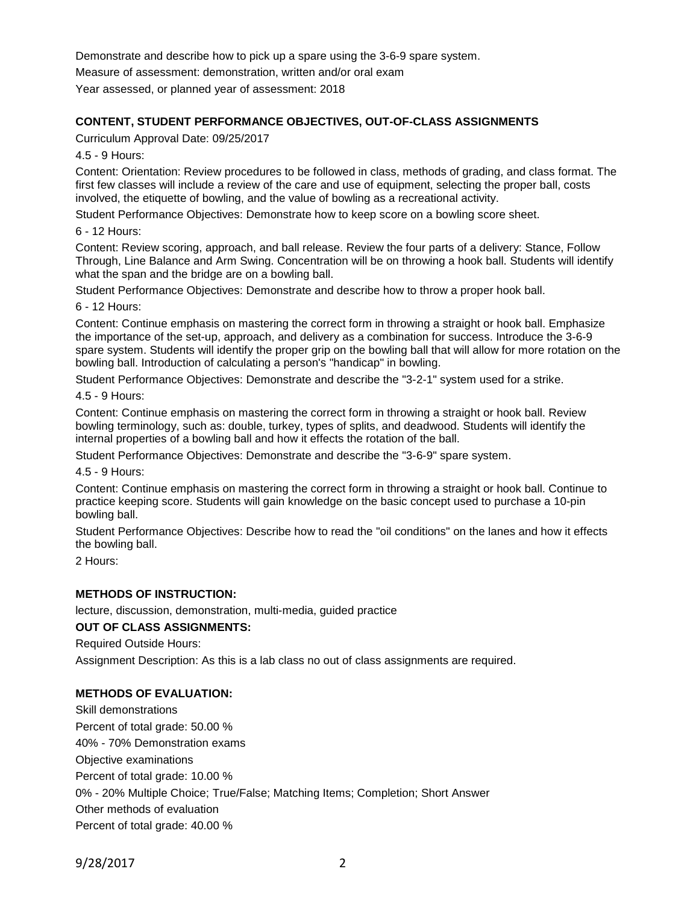Demonstrate and describe how to pick up a spare using the 3-6-9 spare system.

Measure of assessment: demonstration, written and/or oral exam

Year assessed, or planned year of assessment: 2018

**CONTENT, STUDENT PERFORMANCE OBJECTIVES, OUT-OF-CLASS ASSIGNMENTS**

Curriculum Approval Date: 09/25/2017

4.5 - 9 Hours:

Content: Orientation: Review procedures to be followed in class, methods of grading, and class format. The first few classes will include a review of the care and use of equipment, selecting the proper ball, costs involved, the etiquette of bowling, and the value of bowling as a recreational activity.

Student Performance Objectives: Demonstrate how to keep score on a bowling score sheet.

6 - 12 Hours:

Content: Review scoring, approach, and ball release. Review the four parts of a delivery: Stance, Follow Through, Line Balance and Arm Swing. Concentration will be on throwing a hook ball. Students will identify what the span and the bridge are on a bowling ball.

Student Performance Objectives: Demonstrate and describe how to throw a proper hook ball.

6 - 12 Hours:

Content: Continue emphasis on mastering the correct form in throwing a straight or hook ball. Emphasize the importance of the set-up, approach, and delivery as a combination for success. Introduce the 3-6-9 spare system. Students will identify the proper grip on the bowling ball that will allow for more rotation on the bowling ball. Introduction of calculating a person's "handicap" in bowling.

Student Performance Objectives: Demonstrate and describe the "3-2-1" system used for a strike.

4.5 - 9 Hours:

Content: Continue emphasis on mastering the correct form in throwing a straight or hook ball. Review bowling terminology, such as: double, turkey, types of splits, and deadwood. Students will identify the internal properties of a bowling ball and how it effects the rotation of the ball.

Student Performance Objectives: Demonstrate and describe the "3-6-9" spare system.

4.5 - 9 Hours:

Content: Continue emphasis on mastering the correct form in throwing a straight or hook ball. Continue to practice keeping score. Students will gain knowledge on the basic concept used to purchase a 10-pin bowling ball.

Student Performance Objectives: Describe how to read the "oil conditions" on the lanes and how it effects the bowling ball.

2 Hours:

**METHODS OF INSTRUCTION:**

lecture, discussion, demonstration, multi-media, guided practice

**OUT OF CLASS ASSIGNMENTS:**

Required Outside Hours:

Assignment Description: As this is a lab class no out of class assignments are required.

**METHODS OF EVALUATION:**

Skill demonstrations

Percent of total grade: 50.00 %

40% - 70% Demonstration exams

Objective examinations

Percent of total grade: 10.00 %

0% - 20% Multiple Choice; True/False; Matching Items; Completion; Short Answer

Other methods of evaluation

Percent of total grade: 40.00 %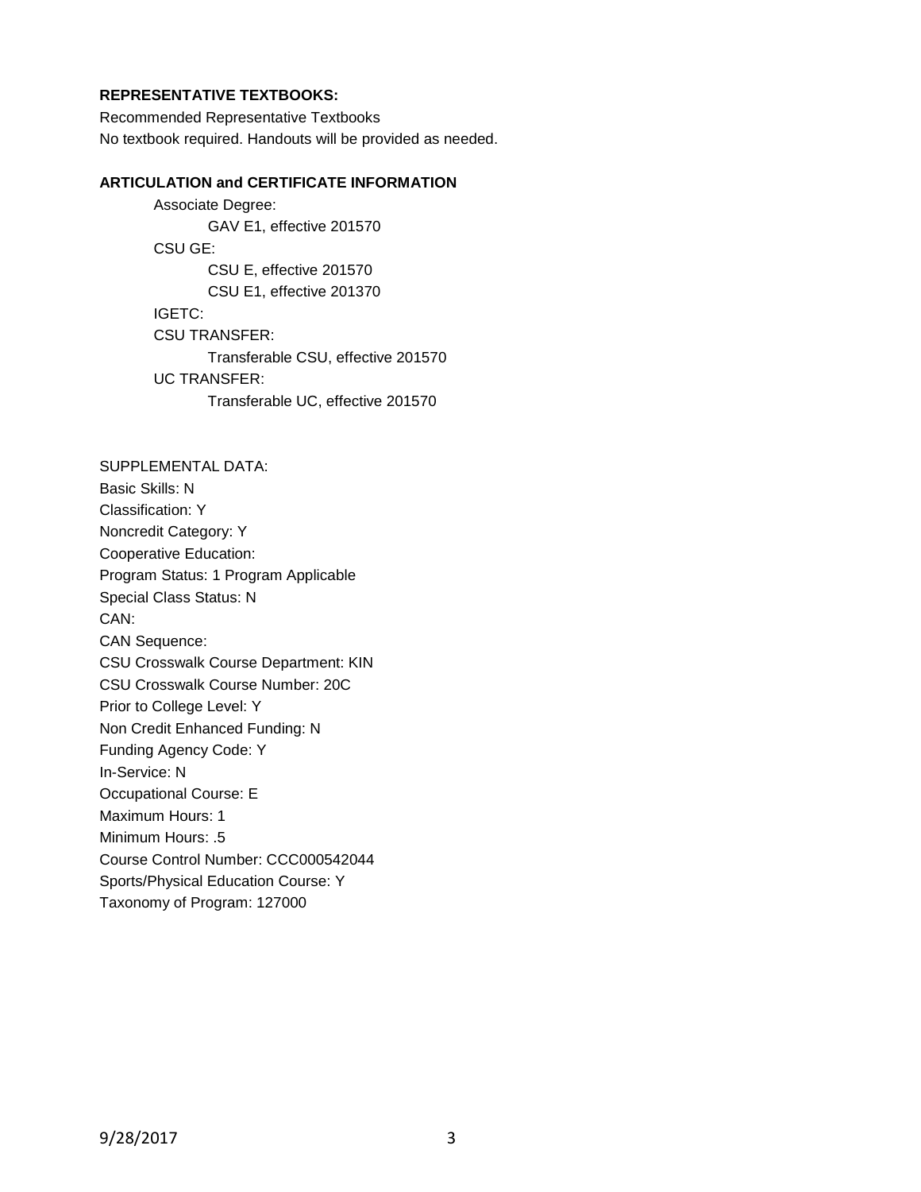**REPRESENTATIVE TEXTBOOKS:**

Recommended Representative Textbooks
No textbook required. Handouts will be provided as needed.

**ARTICULATION and CERTIFICATE INFORMATION**

- Associate Degree:
  - GAV E1, effective 201570
- CSU GE:
  - CSU E, effective 201570
  - CSU E1, effective 201370
- IGETC:
- CSU TRANSFER:
  - Transferable CSU, effective 201570
- UC TRANSFER:
  - Transferable UC, effective 201570

SUPPLEMENTAL DATA:
Basic Skills: N
Classification: Y
Noncredit Category: Y
Cooperative Education:
Program Status: 1 Program Applicable
Special Class Status: N
CAN:
CAN Sequence:
CSU Crosswalk Course Department: KIN
CSU Crosswalk Course Number: 20C
Prior to College Level: Y
Non Credit Enhanced Funding: N
Funding Agency Code: Y
In-Service: N
Occupational Course: E
Maximum Hours: 1
Minimum Hours: .5
Course Control Number: CCC000542044
Sports/Physical Education Course: Y
Taxonomy of Program: 127000